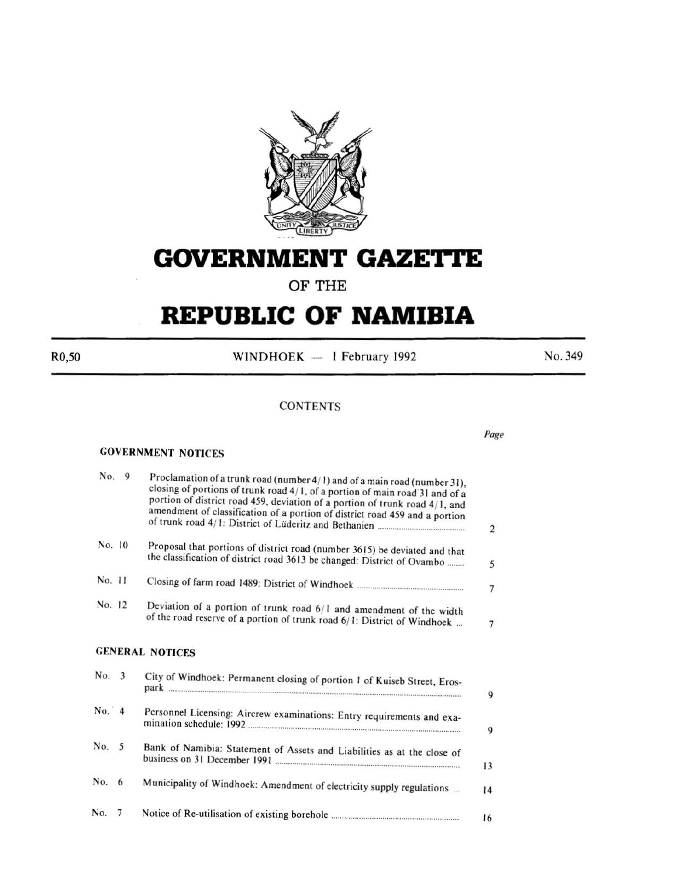# GOVERNMENT GAZETTE

OF THE

# REPUBLIC OF NAMIBIA

R0,50 — WINDHOEK — 1 February 1992 — No. 349

## CONTENTS

| | | Page |
|---|---|---|
| **GOVERNMENT NOTICES** | | |
| No. 9 | Proclamation of a trunk road (number 4/1) and of a main road (number 31), closing of portions of trunk road 4/1, of a portion of main road 31 and of a portion of district road 459, deviation of a portion of trunk road 4/1, and amendment of classification of a portion of district road 459 and a portion of trunk road 4/1: District of Lüderitz and Bethanien | 2 |
| No. 10 | Proposal that portions of district road (number 3615) be deviated and that the classification of district road 3613 be changed: District of Ovambo | 5 |
| No. 11 | Closing of farm road 1489: District of Windhoek | 7 |
| No. 12 | Deviation of a portion of trunk road 6/1 and amendment of the width of the road reserve of a portion of trunk road 6/1: District of Windhoek | 7 |
| **GENERAL NOTICES** | | |
| No. 3 | City of Windhoek: Permanent closing of portion 1 of Kuiseb Street, Erospark | 9 |
| No. 4 | Personnel Licensing: Aircrew examinations: Entry requirements and examination schedule: 1992 | 9 |
| No. 5 | Bank of Namibia: Statement of Assets and Liabilities as at the close of business on 31 December 1991 | 13 |
| No. 6 | Municipality of Windhoek: Amendment of electricity supply regulations | 14 |
| No. 7 | Notice of Re-utilisation of existing borehole | 16 |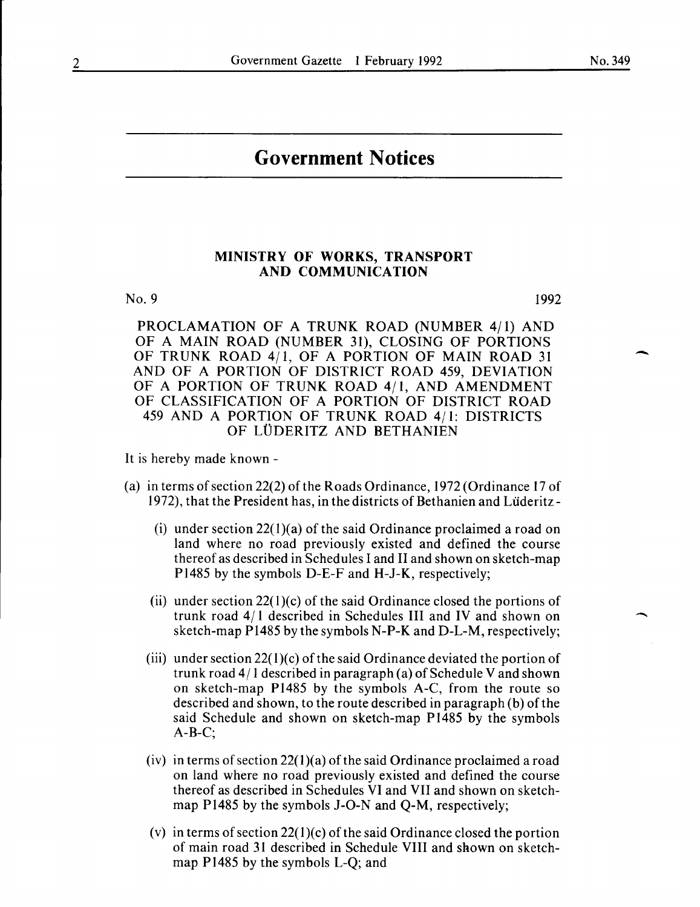# Government Notices

## MINISTRY OF WORKS, TRANSPORT AND COMMUNICATION

No. 9 1992

PROCLAMATION OF A TRUNK ROAD (NUMBER 4/1) AND OF A MAIN ROAD (NUMBER 31), CLOSING OF PORTIONS OF TRUNK ROAD 4/1, OF A PORTION OF MAIN ROAD 31 AND OF A PORTION OF DISTRICT ROAD 459, DEVIATION OF A PORTION OF TRUNK ROAD 4/1, AND AMENDMENT OF CLASSIFICATION OF A PORTION OF DISTRICT ROAD 459 AND A PORTION OF TRUNK ROAD 4/1: DISTRICTS OF LÜDERITZ AND BETHANIEN

It is hereby made known -

(a) in terms of section 22(2) of the Roads Ordinance, 1972 (Ordinance 17 of 1972), that the President has, in the districts of Bethanien and Lüderitz -

  (i) under section 22(1)(a) of the said Ordinance proclaimed a road on land where no road previously existed and defined the course thereof as described in Schedules I and II and shown on sketch-map P1485 by the symbols D-E-F and H-J-K, respectively;

  (ii) under section 22(1)(c) of the said Ordinance closed the portions of trunk road 4/1 described in Schedules III and IV and shown on sketch-map P1485 by the symbols N-P-K and D-L-M, respectively;

  (iii) under section 22(1)(c) of the said Ordinance deviated the portion of trunk road 4/1 described in paragraph (a) of Schedule V and shown on sketch-map P1485 by the symbols A-C, from the route so described and shown, to the route described in paragraph (b) of the said Schedule and shown on sketch-map P1485 by the symbols A-B-C;

  (iv) in terms of section 22(1)(a) of the said Ordinance proclaimed a road on land where no road previously existed and defined the course thereof as described in Schedules VI and VII and shown on sketch-map P1485 by the symbols J-O-N and Q-M, respectively;

  (v) in terms of section 22(1)(c) of the said Ordinance closed the portion of main road 31 described in Schedule VIII and shown on sketch-map P1485 by the symbols L-Q; and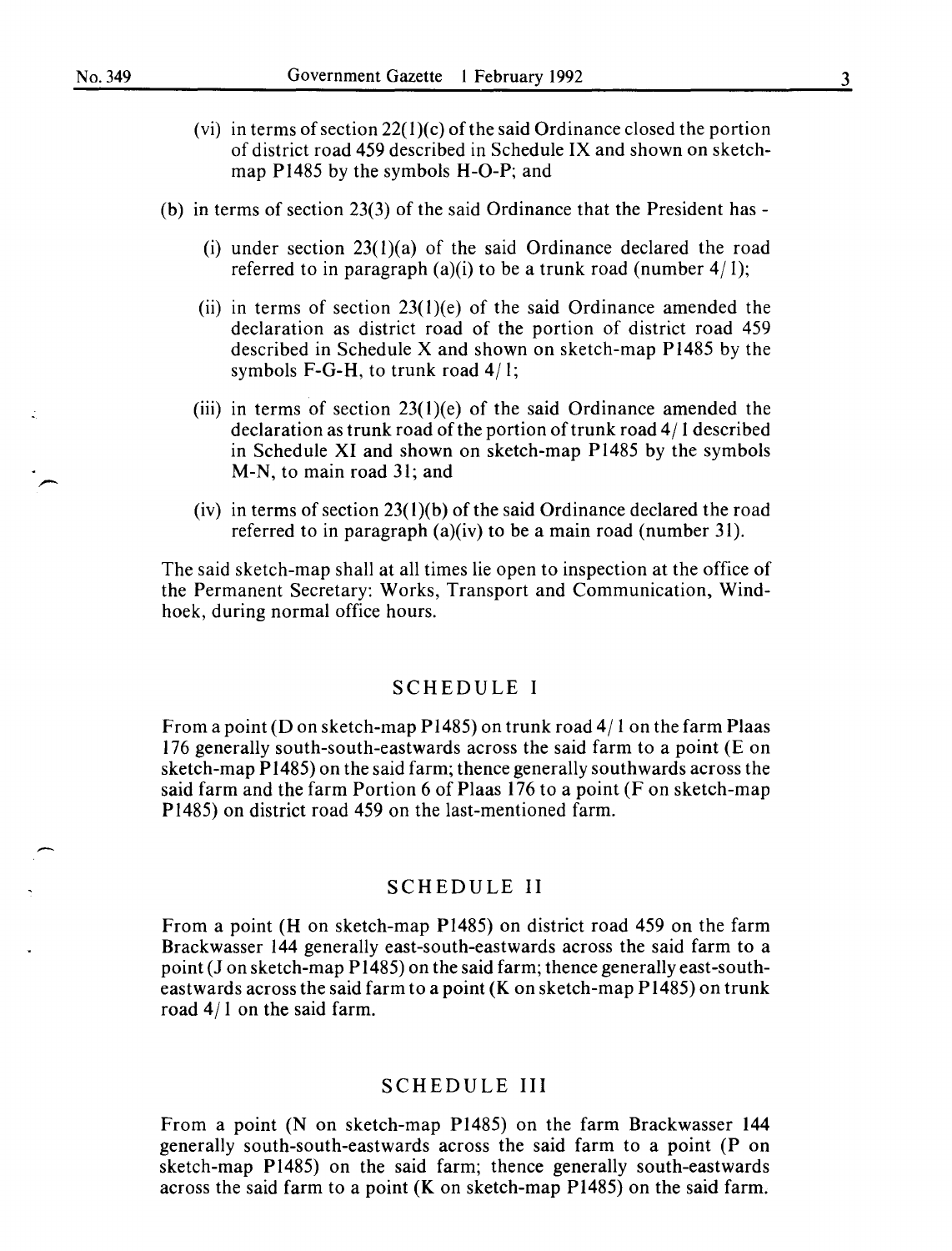(vi) in terms of section 22(1)(c) of the said Ordinance closed the portion of district road 459 described in Schedule IX and shown on sketch-map P1485 by the symbols H-O-P; and

(b) in terms of section 23(3) of the said Ordinance that the President has -

(i) under section 23(1)(a) of the said Ordinance declared the road referred to in paragraph (a)(i) to be a trunk road (number 4/1);

(ii) in terms of section 23(1)(e) of the said Ordinance amended the declaration as district road of the portion of district road 459 described in Schedule X and shown on sketch-map P1485 by the symbols F-G-H, to trunk road 4/1;

(iii) in terms of section 23(1)(e) of the said Ordinance amended the declaration as trunk road of the portion of trunk road 4/1 described in Schedule XI and shown on sketch-map P1485 by the symbols M-N, to main road 31; and

(iv) in terms of section 23(1)(b) of the said Ordinance declared the road referred to in paragraph (a)(iv) to be a main road (number 31).

The said sketch-map shall at all times lie open to inspection at the office of the Permanent Secretary: Works, Transport and Communication, Windhoek, during normal office hours.

## SCHEDULE I

From a point (D on sketch-map P1485) on trunk road 4/1 on the farm Plaas 176 generally south-south-eastwards across the said farm to a point (E on sketch-map P1485) on the said farm; thence generally southwards across the said farm and the farm Portion 6 of Plaas 176 to a point (F on sketch-map P1485) on district road 459 on the last-mentioned farm.

## SCHEDULE II

From a point (H on sketch-map P1485) on district road 459 on the farm Brackwasser 144 generally east-south-eastwards across the said farm to a point (J on sketch-map P1485) on the said farm; thence generally east-south-eastwards across the said farm to a point (K on sketch-map P1485) on trunk road 4/1 on the said farm.

## SCHEDULE III

From a point (N on sketch-map P1485) on the farm Brackwasser 144 generally south-south-eastwards across the said farm to a point (P on sketch-map P1485) on the said farm; thence generally south-eastwards across the said farm to a point (K on sketch-map P1485) on the said farm.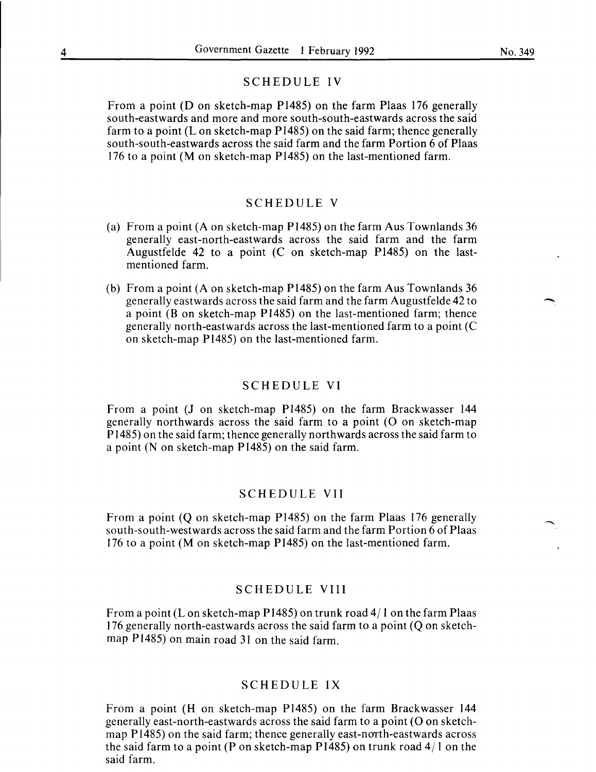## SCHEDULE IV

From a point (D on sketch-map P1485) on the farm Plaas 176 generally south-eastwards and more and more south-south-eastwards across the said farm to a point (L on sketch-map P1485) on the said farm; thence generally south-south-eastwards across the said farm and the farm Portion 6 of Plaas 176 to a point (M on sketch-map P1485) on the last-mentioned farm.

## SCHEDULE V

(a) From a point (A on sketch-map P1485) on the farm Aus Townlands 36 generally east-north-eastwards across the said farm and the farm Augustfelde 42 to a point (C on sketch-map P1485) on the last-mentioned farm.

(b) From a point (A on sketch-map P1485) on the farm Aus Townlands 36 generally eastwards across the said farm and the farm Augustfelde 42 to a point (B on sketch-map P1485) on the last-mentioned farm; thence generally north-eastwards across the last-mentioned farm to a point (C on sketch-map P1485) on the last-mentioned farm.

## SCHEDULE VI

From a point (J on sketch-map P1485) on the farm Brackwasser 144 generally northwards across the said farm to a point (O on sketch-map P1485) on the said farm; thence generally northwards across the said farm to a point (N on sketch-map P1485) on the said farm.

## SCHEDULE VII

From a point (Q on sketch-map P1485) on the farm Plaas 176 generally south-south-westwards across the said farm and the farm Portion 6 of Plaas 176 to a point (M on sketch-map P1485) on the last-mentioned farm.

## SCHEDULE VIII

From a point (L on sketch-map P1485) on trunk road 4/1 on the farm Plaas 176 generally north-eastwards across the said farm to a point (Q on sketch-map P1485) on main road 31 on the said farm.

## SCHEDULE IX

From a point (H on sketch-map P1485) on the farm Brackwasser 144 generally east-north-eastwards across the said farm to a point (O on sketch-map P1485) on the said farm; thence generally east-north-eastwards across the said farm to a point (P on sketch-map P1485) on trunk road 4/1 on the said farm.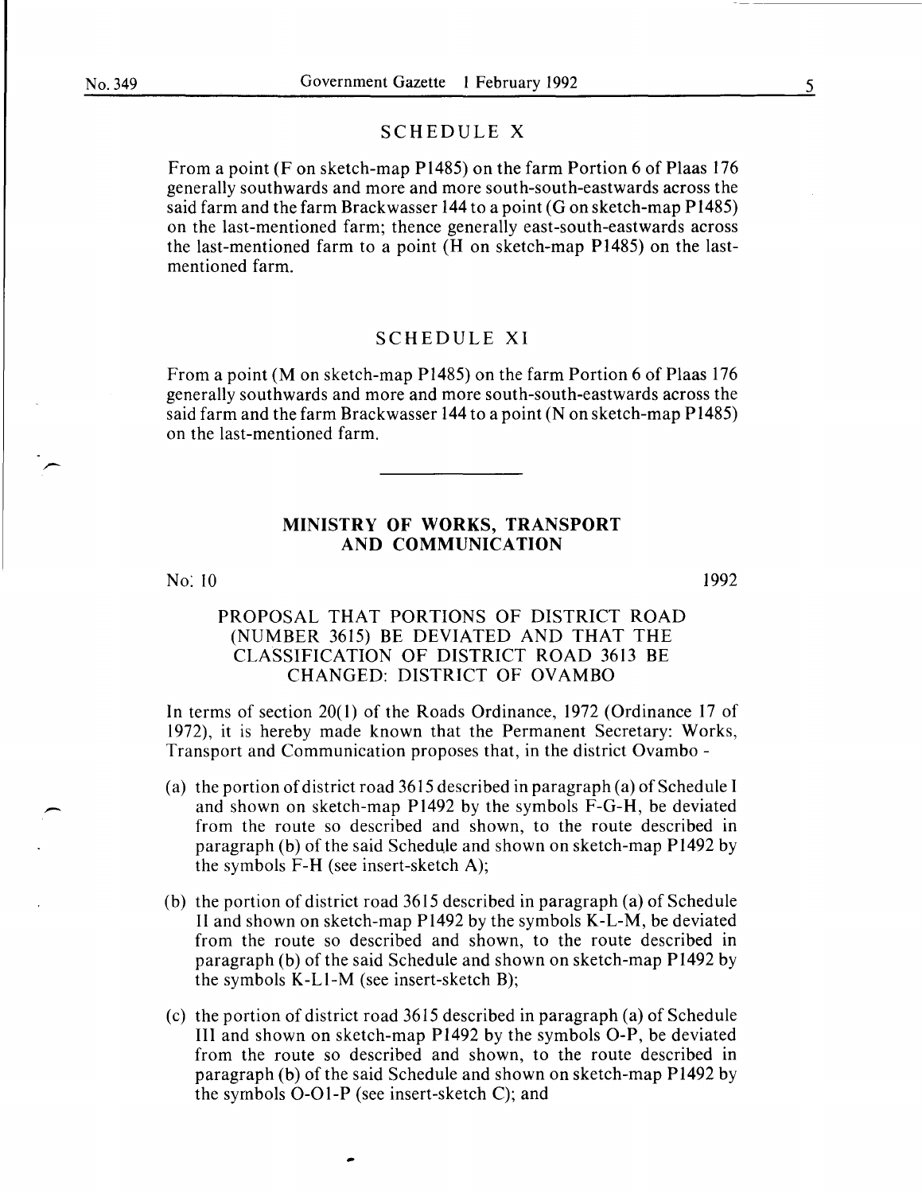## SCHEDULE X

From a point (F on sketch-map P1485) on the farm Portion 6 of Plaas 176 generally southwards and more and more south-south-eastwards across the said farm and the farm Brackwasser 144 to a point (G on sketch-map P1485) on the last-mentioned farm; thence generally east-south-eastwards across the last-mentioned farm to a point (H on sketch-map P1485) on the last-mentioned farm.

## SCHEDULE XI

From a point (M on sketch-map P1485) on the farm Portion 6 of Plaas 176 generally southwards and more and more south-south-eastwards across the said farm and the farm Brackwasser 144 to a point (N on sketch-map P1485) on the last-mentioned farm.

---

## MINISTRY OF WORKS, TRANSPORT AND COMMUNICATION

No. 10 1992

### PROPOSAL THAT PORTIONS OF DISTRICT ROAD (NUMBER 3615) BE DEVIATED AND THAT THE CLASSIFICATION OF DISTRICT ROAD 3613 BE CHANGED: DISTRICT OF OVAMBO

In terms of section 20(1) of the Roads Ordinance, 1972 (Ordinance 17 of 1972), it is hereby made known that the Permanent Secretary: Works, Transport and Communication proposes that, in the district Ovambo -

(a) the portion of district road 3615 described in paragraph (a) of Schedule I and shown on sketch-map P1492 by the symbols F-G-H, be deviated from the route so described and shown, to the route described in paragraph (b) of the said Schedule and shown on sketch-map P1492 by the symbols F-H (see insert-sketch A);

(b) the portion of district road 3615 described in paragraph (a) of Schedule II and shown on sketch-map P1492 by the symbols K-L-M, be deviated from the route so described and shown, to the route described in paragraph (b) of the said Schedule and shown on sketch-map P1492 by the symbols K-L1-M (see insert-sketch B);

(c) the portion of district road 3615 described in paragraph (a) of Schedule III and shown on sketch-map P1492 by the symbols O-P, be deviated from the route so described and shown, to the route described in paragraph (b) of the said Schedule and shown on sketch-map P1492 by the symbols O-O1-P (see insert-sketch C); and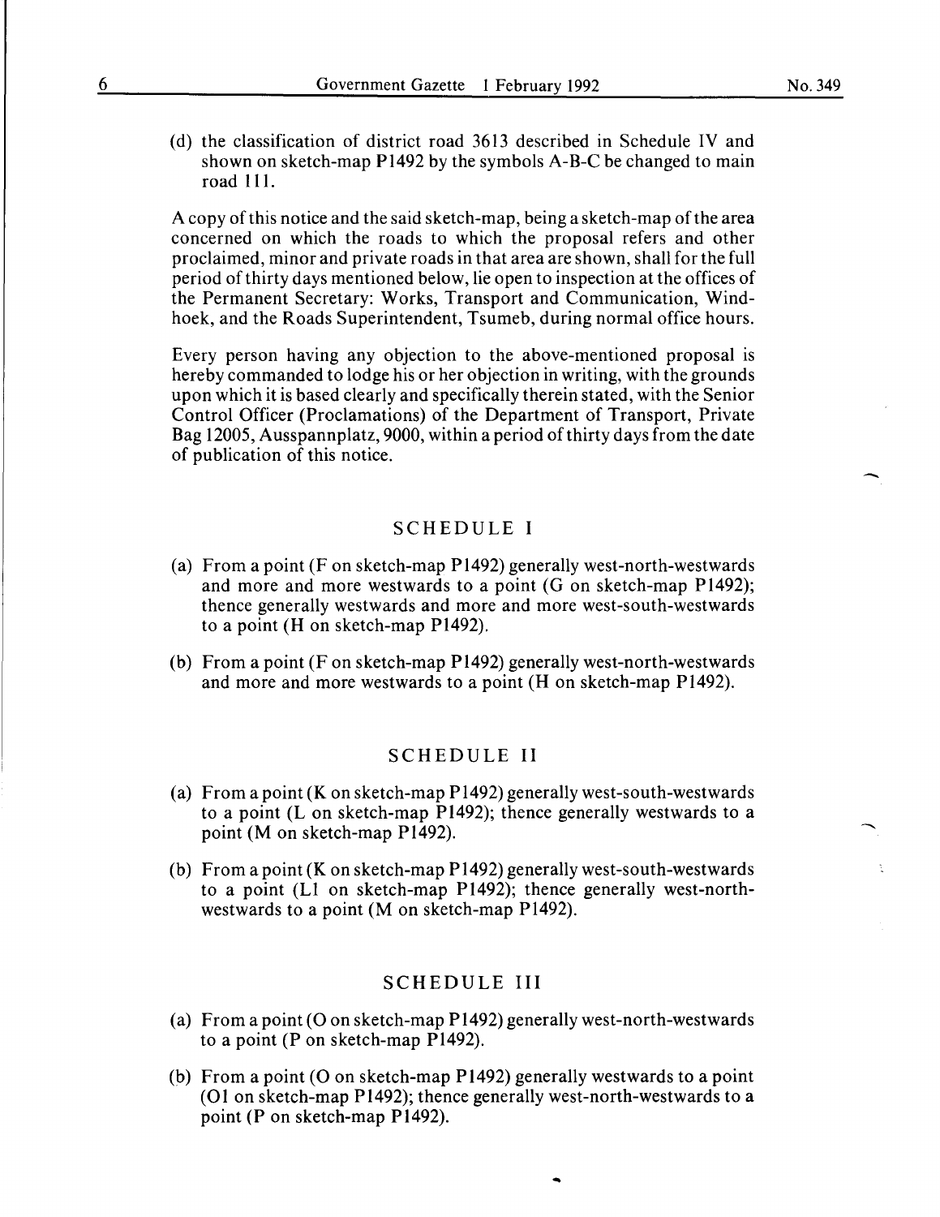(d) the classification of district road 3613 described in Schedule IV and shown on sketch-map P1492 by the symbols A-B-C be changed to main road 111.

A copy of this notice and the said sketch-map, being a sketch-map of the area concerned on which the roads to which the proposal refers and other proclaimed, minor and private roads in that area are shown, shall for the full period of thirty days mentioned below, lie open to inspection at the offices of the Permanent Secretary: Works, Transport and Communication, Windhoek, and the Roads Superintendent, Tsumeb, during normal office hours.

Every person having any objection to the above-mentioned proposal is hereby commanded to lodge his or her objection in writing, with the grounds upon which it is based clearly and specifically therein stated, with the Senior Control Officer (Proclamations) of the Department of Transport, Private Bag 12005, Ausspannplatz, 9000, within a period of thirty days from the date of publication of this notice.

## SCHEDULE I

(a) From a point (F on sketch-map P1492) generally west-north-westwards and more and more westwards to a point (G on sketch-map P1492); thence generally westwards and more and more west-south-westwards to a point (H on sketch-map P1492).

(b) From a point (F on sketch-map P1492) generally west-north-westwards and more and more westwards to a point (H on sketch-map P1492).

## SCHEDULE II

(a) From a point (K on sketch-map P1492) generally west-south-westwards to a point (L on sketch-map P1492); thence generally westwards to a point (M on sketch-map P1492).

(b) From a point (K on sketch-map P1492) generally west-south-westwards to a point (L1 on sketch-map P1492); thence generally west-north-westwards to a point (M on sketch-map P1492).

## SCHEDULE III

(a) From a point (O on sketch-map P1492) generally west-north-westwards to a point (P on sketch-map P1492).

(b) From a point (O on sketch-map P1492) generally westwards to a point (O1 on sketch-map P1492); thence generally west-north-westwards to a point (P on sketch-map P1492).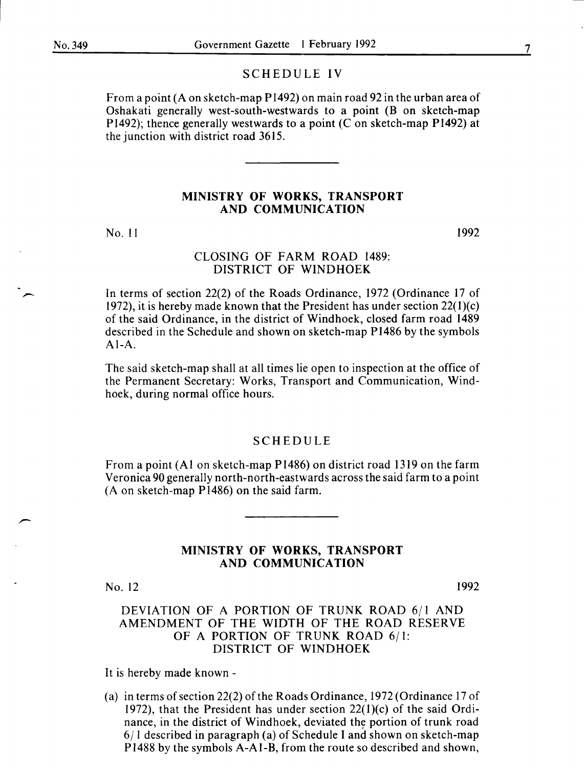## SCHEDULE IV

From a point (A on sketch-map P1492) on main road 92 in the urban area of Oshakati generally west-south-westwards to a point (B on sketch-map P1492); thence generally westwards to a point (C on sketch-map P1492) at the junction with district road 3615.

---

## MINISTRY OF WORKS, TRANSPORT AND COMMUNICATION

No. 11 1992

### CLOSING OF FARM ROAD 1489: DISTRICT OF WINDHOEK

In terms of section 22(2) of the Roads Ordinance, 1972 (Ordinance 17 of 1972), it is hereby made known that the President has under section 22(1)(c) of the said Ordinance, in the district of Windhoek, closed farm road 1489 described in the Schedule and shown on sketch-map P1486 by the symbols A1-A.

The said sketch-map shall at all times lie open to inspection at the office of the Permanent Secretary: Works, Transport and Communication, Windhoek, during normal office hours.

### SCHEDULE

From a point (A1 on sketch-map P1486) on district road 1319 on the farm Veronica 90 generally north-north-eastwards across the said farm to a point (A on sketch-map P1486) on the said farm.

---

## MINISTRY OF WORKS, TRANSPORT AND COMMUNICATION

No. 12 1992

### DEVIATION OF A PORTION OF TRUNK ROAD 6/1 AND AMENDMENT OF THE WIDTH OF THE ROAD RESERVE OF A PORTION OF TRUNK ROAD 6/1: DISTRICT OF WINDHOEK

It is hereby made known -

(a) in terms of section 22(2) of the Roads Ordinance, 1972 (Ordinance 17 of 1972), that the President has under section 22(1)(c) of the said Ordinance, in the district of Windhoek, deviated the portion of trunk road 6/1 described in paragraph (a) of Schedule I and shown on sketch-map P1488 by the symbols A-A1-B, from the route so described and shown,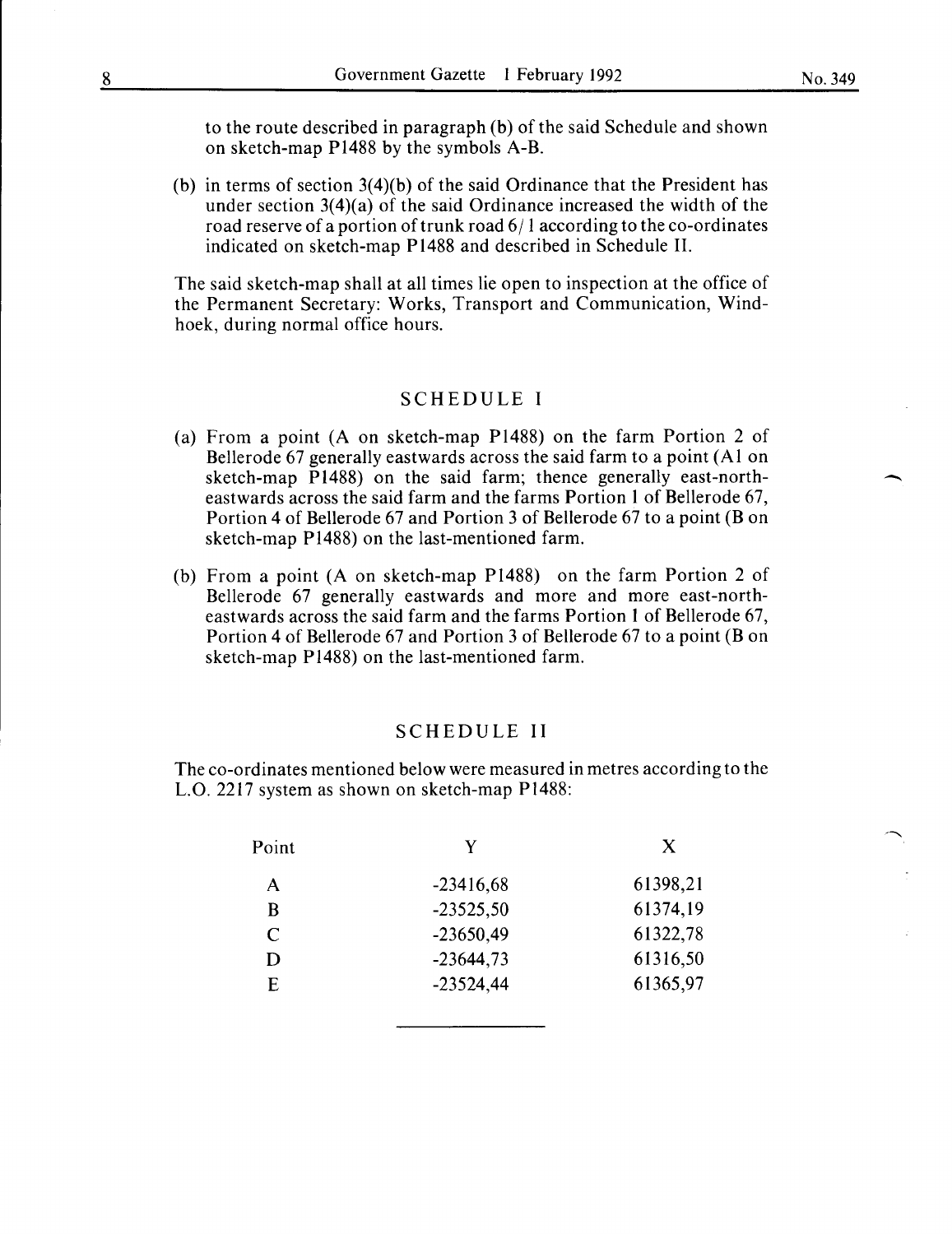to the route described in paragraph (b) of the said Schedule and shown on sketch-map P1488 by the symbols A-B.

(b) in terms of section 3(4)(b) of the said Ordinance that the President has under section 3(4)(a) of the said Ordinance increased the width of the road reserve of a portion of trunk road 6/1 according to the co-ordinates indicated on sketch-map P1488 and described in Schedule II.

The said sketch-map shall at all times lie open to inspection at the office of the Permanent Secretary: Works, Transport and Communication, Windhoek, during normal office hours.

## SCHEDULE I

(a) From a point (A on sketch-map P1488) on the farm Portion 2 of Bellerode 67 generally eastwards across the said farm to a point (A1 on sketch-map P1488) on the said farm; thence generally east-north-eastwards across the said farm and the farms Portion 1 of Bellerode 67, Portion 4 of Bellerode 67 and Portion 3 of Bellerode 67 to a point (B on sketch-map P1488) on the last-mentioned farm.

(b) From a point (A on sketch-map P1488) on the farm Portion 2 of Bellerode 67 generally eastwards and more and more east-north-eastwards across the said farm and the farms Portion 1 of Bellerode 67, Portion 4 of Bellerode 67 and Portion 3 of Bellerode 67 to a point (B on sketch-map P1488) on the last-mentioned farm.

## SCHEDULE II

The co-ordinates mentioned below were measured in metres according to the L.O. 2217 system as shown on sketch-map P1488:

| Point | Y | X |
|---|---|---|
| A | -23416,68 | 61398,21 |
| B | -23525,50 | 61374,19 |
| C | -23650,49 | 61322,78 |
| D | -23644,73 | 61316,50 |
| E | -23524,44 | 61365,97 |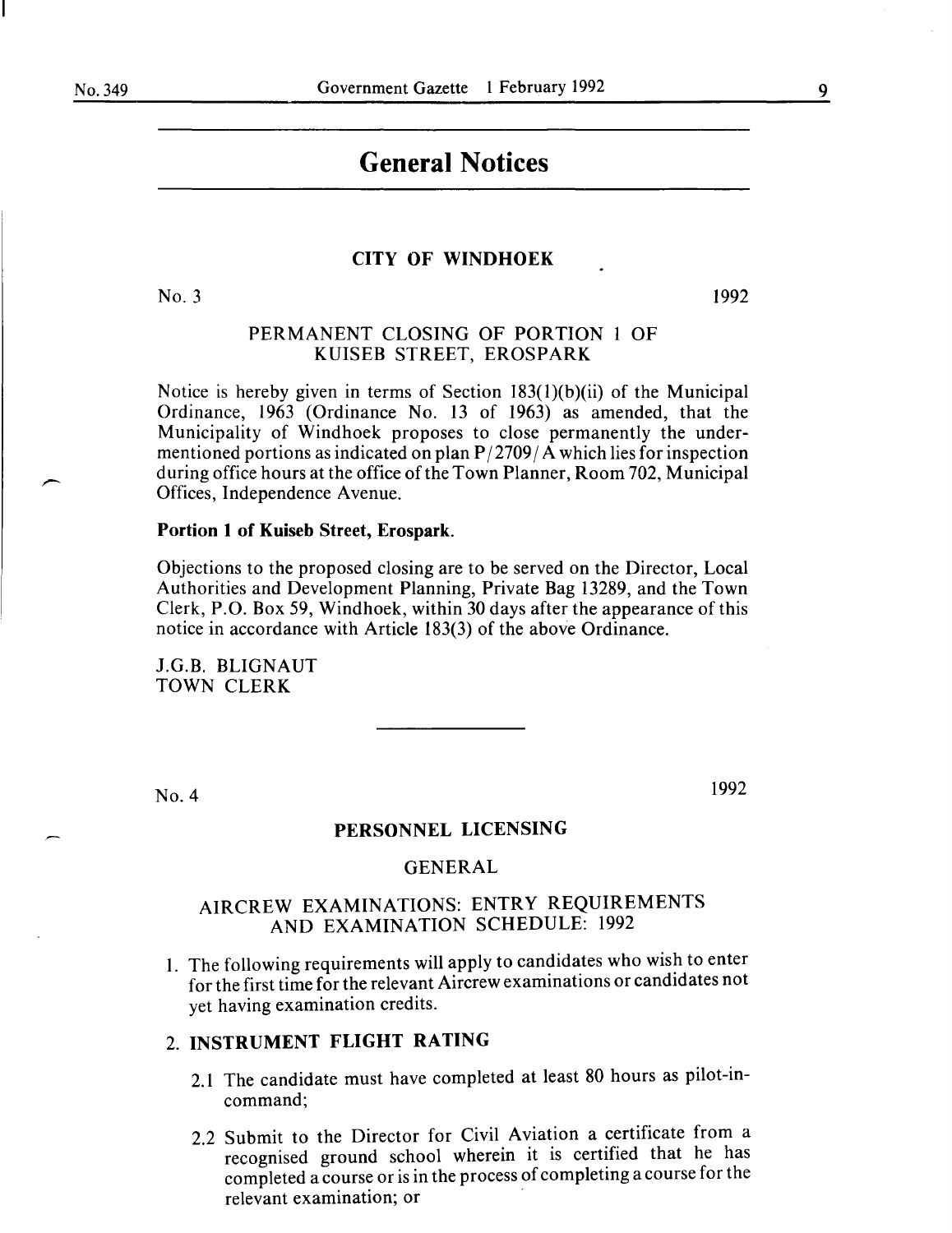# General Notices

## CITY OF WINDHOEK

No. 3 &nbsp;&nbsp;&nbsp;&nbsp;&nbsp;&nbsp;&nbsp;&nbsp; 1992

### PERMANENT CLOSING OF PORTION 1 OF KUISEB STREET, EROSPARK

Notice is hereby given in terms of Section 183(1)(b)(ii) of the Municipal Ordinance, 1963 (Ordinance No. 13 of 1963) as amended, that the Municipality of Windhoek proposes to close permanently the undermentioned portions as indicated on plan P/2709/A which lies for inspection during office hours at the office of the Town Planner, Room 702, Municipal Offices, Independence Avenue.

**Portion 1 of Kuiseb Street, Erospark.**

Objections to the proposed closing are to be served on the Director, Local Authorities and Development Planning, Private Bag 13289, and the Town Clerk, P.O. Box 59, Windhoek, within 30 days after the appearance of this notice in accordance with Article 183(3) of the above Ordinance.

J.G.B. BLIGNAUT
TOWN CLERK

---

No. 4 &nbsp;&nbsp;&nbsp;&nbsp;&nbsp;&nbsp;&nbsp;&nbsp; 1992

## PERSONNEL LICENSING

### GENERAL

### AIRCREW EXAMINATIONS: ENTRY REQUIREMENTS AND EXAMINATION SCHEDULE: 1992

1. The following requirements will apply to candidates who wish to enter for the first time for the relevant Aircrew examinations or candidates not yet having examination credits.

2. **INSTRUMENT FLIGHT RATING**

   2.1 The candidate must have completed at least 80 hours as pilot-in-command;

   2.2 Submit to the Director for Civil Aviation a certificate from a recognised ground school wherein it is certified that he has completed a course or is in the process of completing a course for the relevant examination; or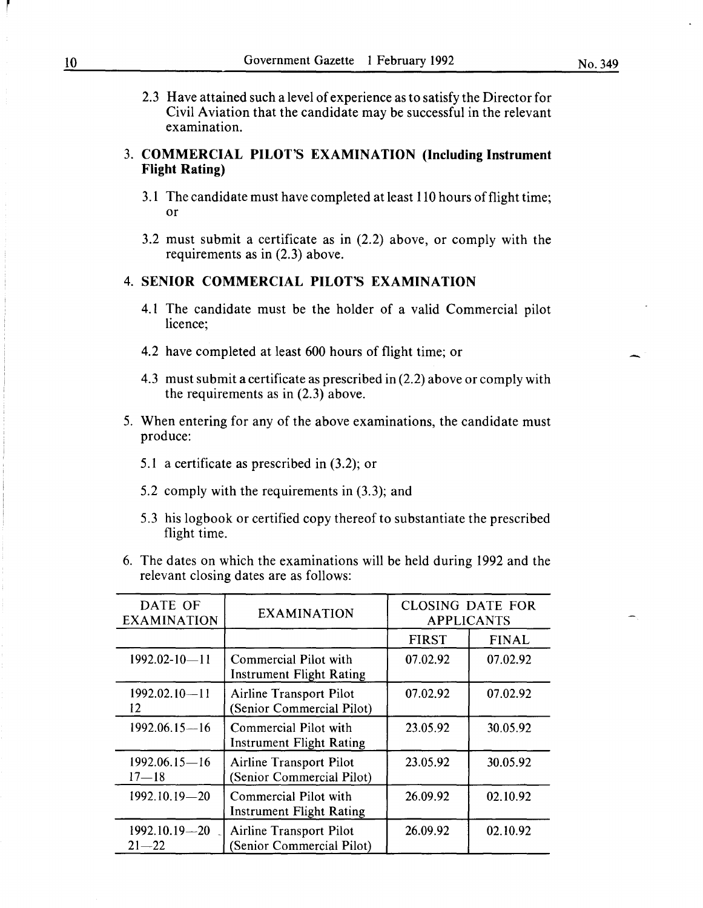2.3 Have attained such a level of experience as to satisfy the Director for Civil Aviation that the candidate may be successful in the relevant examination.

3. **COMMERCIAL PILOT'S EXAMINATION (Including Instrument Flight Rating)**

   3.1 The candidate must have completed at least 110 hours of flight time; or

   3.2 must submit a certificate as in (2.2) above, or comply with the requirements as in (2.3) above.

4. **SENIOR COMMERCIAL PILOT'S EXAMINATION**

   4.1 The candidate must be the holder of a valid Commercial pilot licence;

   4.2 have completed at least 600 hours of flight time; or

   4.3 must submit a certificate as prescribed in (2.2) above or comply with the requirements as in (2.3) above.

5. When entering for any of the above examinations, the candidate must produce:

   5.1 a certificate as prescribed in (3.2); or

   5.2 comply with the requirements in (3.3); and

   5.3 his logbook or certified copy thereof to substantiate the prescribed flight time.

6. The dates on which the examinations will be held during 1992 and the relevant closing dates are as follows:

| DATE OF EXAMINATION | EXAMINATION | CLOSING DATE FOR APPLICANTS | |
|---|---|---|---|
| | | FIRST | FINAL |
| 1992.02-10—11 | Commercial Pilot with Instrument Flight Rating | 07.02.92 | 07.02.92 |
| 1992.02.10—11 12 | Airline Transport Pilot (Senior Commercial Pilot) | 07.02.92 | 07.02.92 |
| 1992.06.15—16 | Commercial Pilot with Instrument Flight Rating | 23.05.92 | 30.05.92 |
| 1992.06.15—16 17—18 | Airline Transport Pilot (Senior Commercial Pilot) | 23.05.92 | 30.05.92 |
| 1992.10.19—20 | Commercial Pilot with Instrument Flight Rating | 26.09.92 | 02.10.92 |
| 1992.10.19—20 21—22 | Airline Transport Pilot (Senior Commercial Pilot) | 26.09.92 | 02.10.92 |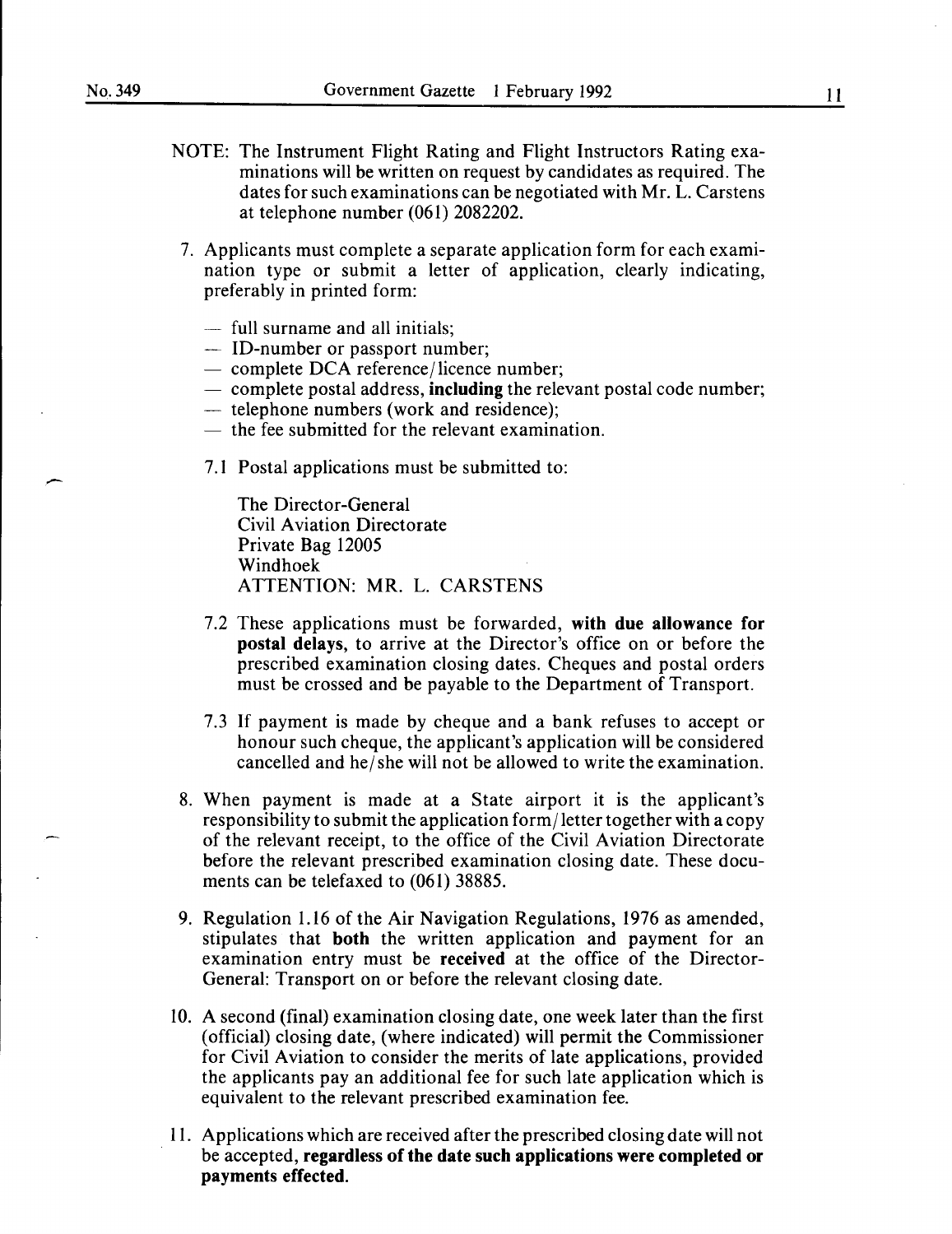NOTE: The Instrument Flight Rating and Flight Instructors Rating examinations will be written on request by candidates as required. The dates for such examinations can be negotiated with Mr. L. Carstens at telephone number (061) 2082202.

7. Applicants must complete a separate application form for each examination type or submit a letter of application, clearly indicating, preferably in printed form:

   — full surname and all initials;
   — ID-number or passport number;
   — complete DCA reference/licence number;
   — complete postal address, **including** the relevant postal code number;
   — telephone numbers (work and residence);
   — the fee submitted for the relevant examination.

   7.1 Postal applications must be submitted to:

   The Director-General
   Civil Aviation Directorate
   Private Bag 12005
   Windhoek
   ATTENTION: MR. L. CARSTENS

   7.2 These applications must be forwarded, **with due allowance for postal delays**, to arrive at the Director's office on or before the prescribed examination closing dates. Cheques and postal orders must be crossed and be payable to the Department of Transport.

   7.3 If payment is made by cheque and a bank refuses to accept or honour such cheque, the applicant's application will be considered cancelled and he/she will not be allowed to write the examination.

8. When payment is made at a State airport it is the applicant's responsibility to submit the application form/letter together with a copy of the relevant receipt, to the office of the Civil Aviation Directorate before the relevant prescribed examination closing date. These documents can be telefaxed to (061) 38885.

9. Regulation 1.16 of the Air Navigation Regulations, 1976 as amended, stipulates that **both** the written application and payment for an examination entry must be **received** at the office of the Director-General: Transport on or before the relevant closing date.

10. A second (final) examination closing date, one week later than the first (official) closing date, (where indicated) will permit the Commissioner for Civil Aviation to consider the merits of late applications, provided the applicants pay an additional fee for such late application which is equivalent to the relevant prescribed examination fee.

11. Applications which are received after the prescribed closing date will not be accepted, **regardless of the date such applications were completed or payments effected.**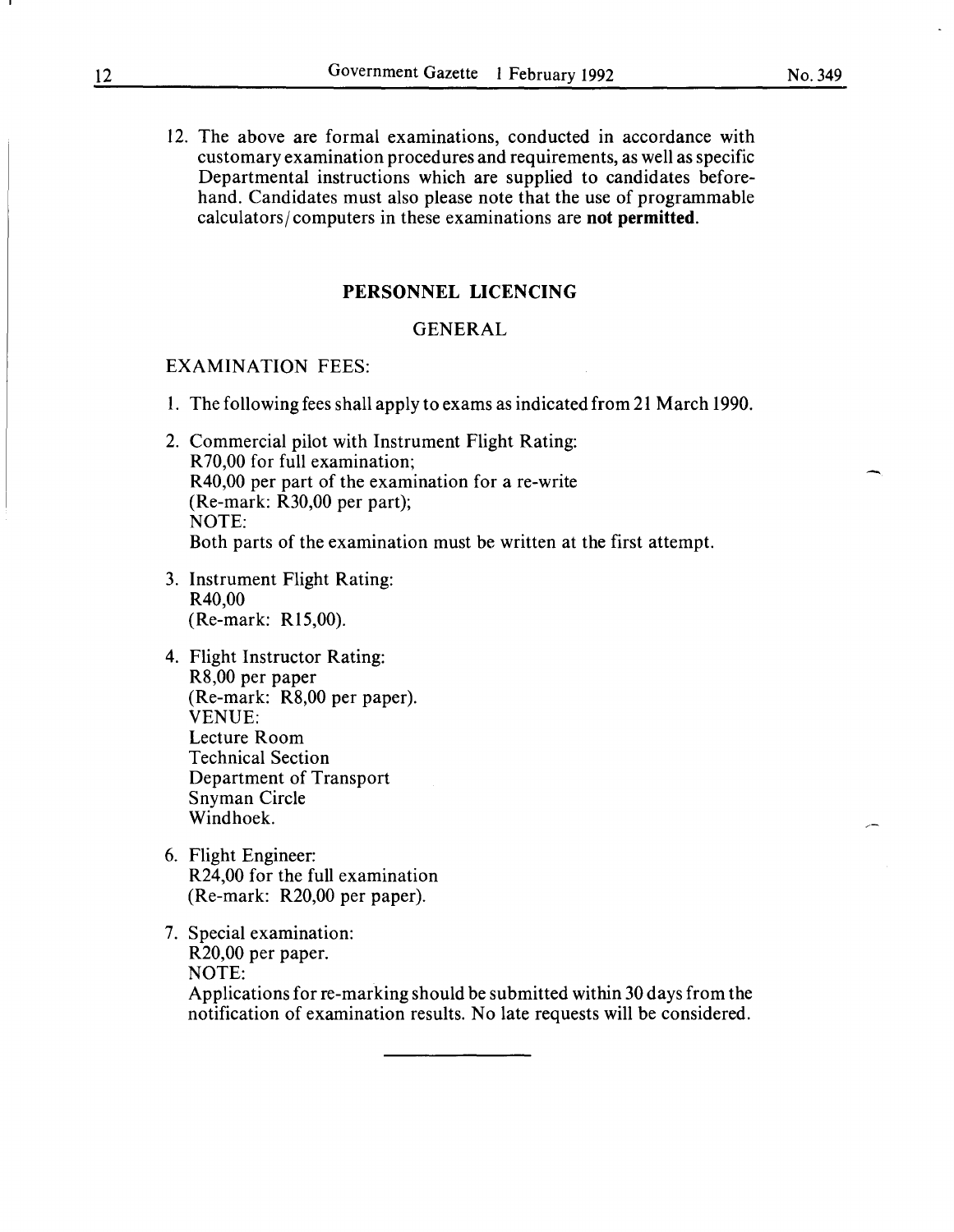12. The above are formal examinations, conducted in accordance with customary examination procedures and requirements, as well as specific Departmental instructions which are supplied to candidates beforehand. Candidates must also please note that the use of programmable calculators/computers in these examinations are **not permitted**.

## PERSONNEL LICENCING

### GENERAL

EXAMINATION FEES:

1. The following fees shall apply to exams as indicated from 21 March 1990.

2. Commercial pilot with Instrument Flight Rating:
   R70,00 for full examination;
   R40,00 per part of the examination for a re-write
   (Re-mark: R30,00 per part);
   NOTE:
   Both parts of the examination must be written at the first attempt.

3. Instrument Flight Rating:
   R40,00
   (Re-mark: R15,00).

4. Flight Instructor Rating:
   R8,00 per paper
   (Re-mark: R8,00 per paper).
   VENUE:
   Lecture Room
   Technical Section
   Department of Transport
   Snyman Circle
   Windhoek.

6. Flight Engineer:
   R24,00 for the full examination
   (Re-mark: R20,00 per paper).

7. Special examination:
   R20,00 per paper.
   NOTE:
   Applications for re-marking should be submitted within 30 days from the notification of examination results. No late requests will be considered.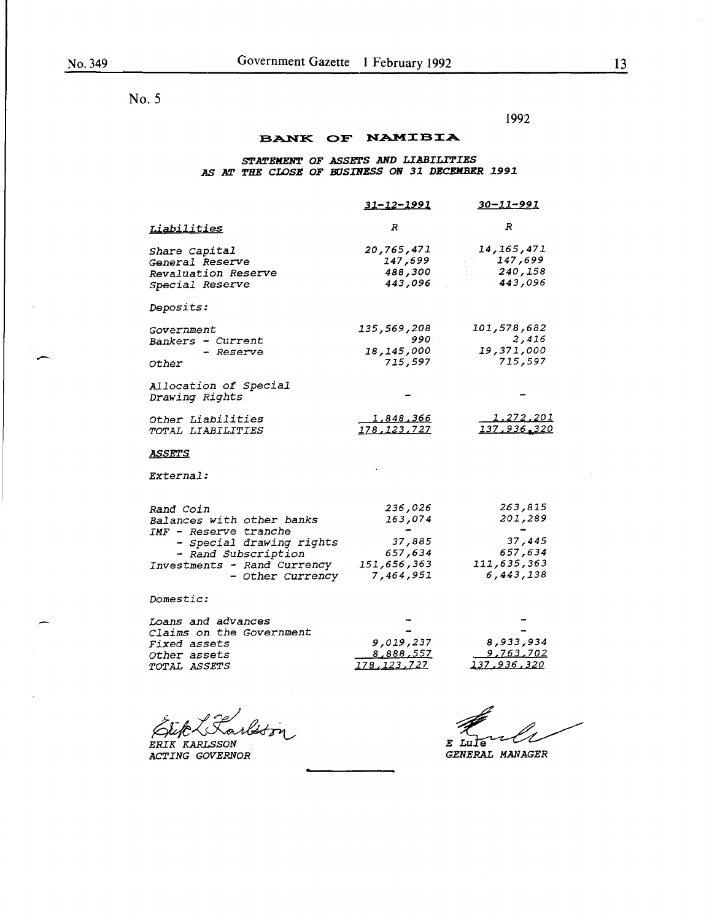No. 5

1992

# BANK OF NAMIBIA

## *STATEMENT OF ASSETS AND LIABILITIES AS AT THE CLOSE OF BUSINESS ON 31 DECEMBER 1991*

| | 31-12-1991 | 30-11-991 |
|---|---|---|
| *Liabilities* | R | R |
| Share Capital | 20,765,471 | 14,165,471 |
| General Reserve | 147,699 | 147,699 |
| Revaluation Reserve | 488,300 | 240,158 |
| Special Reserve | 443,096 | 443,096 |
| *Deposits:* | | |
| Government | 135,569,208 | 101,578,682 |
| Bankers - Current | 990 | 2,416 |
| - Reserve | 18,145,000 | 19,371,000 |
| Other | 715,597 | 715,597 |
| Allocation of Special Drawing Rights | - | - |
| Other Liabilities | 1,848,366 | 1,272,201 |
| TOTAL LIABILITIES | 178,123,727 | 137,936,320 |
| ***ASSETS*** | | |
| *External:* | | |
| Rand Coin | 236,026 | 263,815 |
| Balances with other banks | 163,074 | 201,289 |
| IMF - Reserve tranche | - | - |
| - Special drawing rights | 37,885 | 37,445 |
| - Rand Subscription | 657,634 | 657,634 |
| Investments - Rand Currency | 151,656,363 | 111,635,363 |
| - Other Currency | 7,464,951 | 6,443,138 |
| *Domestic:* | | |
| Loans and advances | - | - |
| Claims on the Government | - | - |
| Fixed assets | 9,019,237 | 8,933,934 |
| Other assets | 8,888,557 | 9,763,702 |
| TOTAL ASSETS | 178,123,727 | 137,936,320 |

ERIK KARLSSON
ACTING GOVERNOR

E Lule
GENERAL MANAGER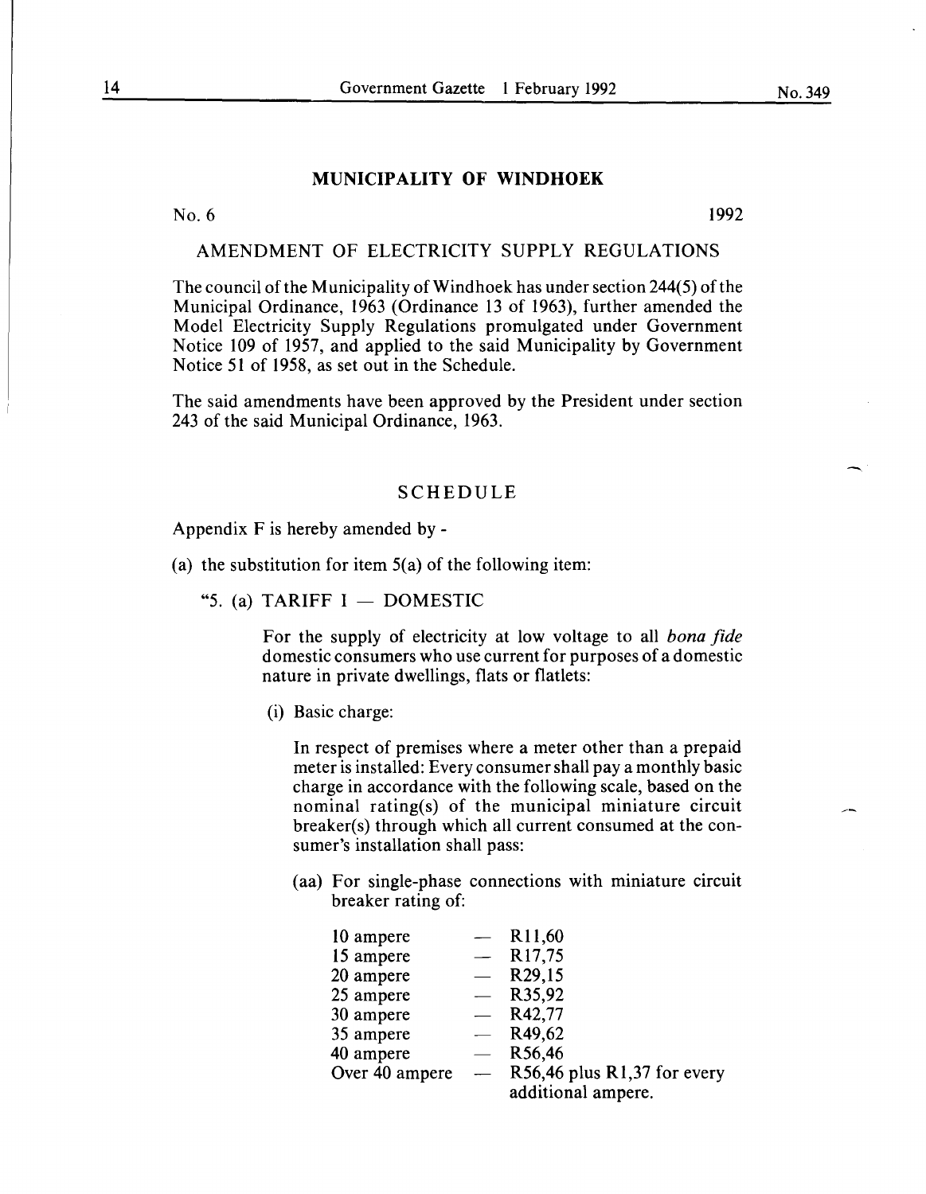## MUNICIPALITY OF WINDHOEK

No. 6 1992

AMENDMENT OF ELECTRICITY SUPPLY REGULATIONS

The council of the Municipality of Windhoek has under section 244(5) of the Municipal Ordinance, 1963 (Ordinance 13 of 1963), further amended the Model Electricity Supply Regulations promulgated under Government Notice 109 of 1957, and applied to the said Municipality by Government Notice 51 of 1958, as set out in the Schedule.

The said amendments have been approved by the President under section 243 of the said Municipal Ordinance, 1963.

### SCHEDULE

Appendix F is hereby amended by -

(a) the substitution for item 5(a) of the following item:

"5. (a) TARIFF I — DOMESTIC

For the supply of electricity at low voltage to all *bona fide* domestic consumers who use current for purposes of a domestic nature in private dwellings, flats or flatlets:

(i) Basic charge:

In respect of premises where a meter other than a prepaid meter is installed: Every consumer shall pay a monthly basic charge in accordance with the following scale, based on the nominal rating(s) of the municipal miniature circuit breaker(s) through which all current consumed at the consumer's installation shall pass:

(aa) For single-phase connections with miniature circuit breaker rating of:

| | | |
|---|---|---|
| 10 ampere | — | R11,60 |
| 15 ampere | — | R17,75 |
| 20 ampere | — | R29,15 |
| 25 ampere | — | R35,92 |
| 30 ampere | — | R42,77 |
| 35 ampere | — | R49,62 |
| 40 ampere | — | R56,46 |
| Over 40 ampere | — | R56,46 plus R1,37 for every additional ampere. |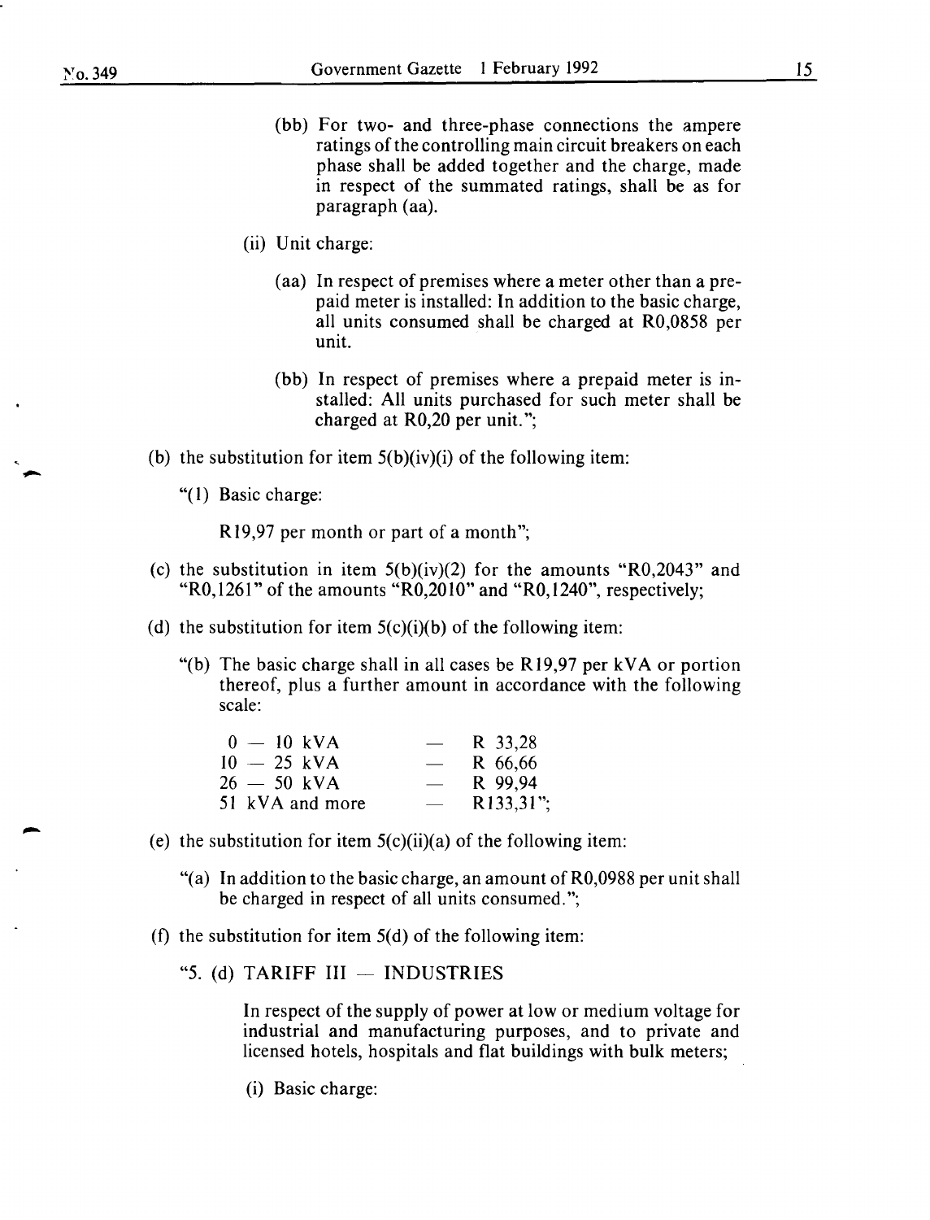(bb) For two- and three-phase connections the ampere ratings of the controlling main circuit breakers on each phase shall be added together and the charge, made in respect of the summated ratings, shall be as for paragraph (aa).

(ii) Unit charge:

(aa) In respect of premises where a meter other than a prepaid meter is installed: In addition to the basic charge, all units consumed shall be charged at R0,0858 per unit.

(bb) In respect of premises where a prepaid meter is installed: All units purchased for such meter shall be charged at R0,20 per unit.";

(b) the substitution for item 5(b)(iv)(i) of the following item:

"(1) Basic charge:

R19,97 per month or part of a month";

(c) the substitution in item 5(b)(iv)(2) for the amounts "R0,2043" and "R0,1261" of the amounts "R0,2010" and "R0,1240", respectively;

(d) the substitution for item 5(c)(i)(b) of the following item:

"(b) The basic charge shall in all cases be R19,97 per kVA or portion thereof, plus a further amount in accordance with the following scale:

| | | |
|---|---|---|
| 0 — 10 kVA | — | R 33,28 |
| 10 — 25 kVA | — | R 66,66 |
| 26 — 50 kVA | — | R 99,94 |
| 51 kVA and more | — | R133,31"; |

(e) the substitution for item 5(c)(ii)(a) of the following item:

"(a) In addition to the basic charge, an amount of R0,0988 per unit shall be charged in respect of all units consumed.";

(f) the substitution for item 5(d) of the following item:

"5. (d) TARIFF III — INDUSTRIES

In respect of the supply of power at low or medium voltage for industrial and manufacturing purposes, and to private and licensed hotels, hospitals and flat buildings with bulk meters;

(i) Basic charge: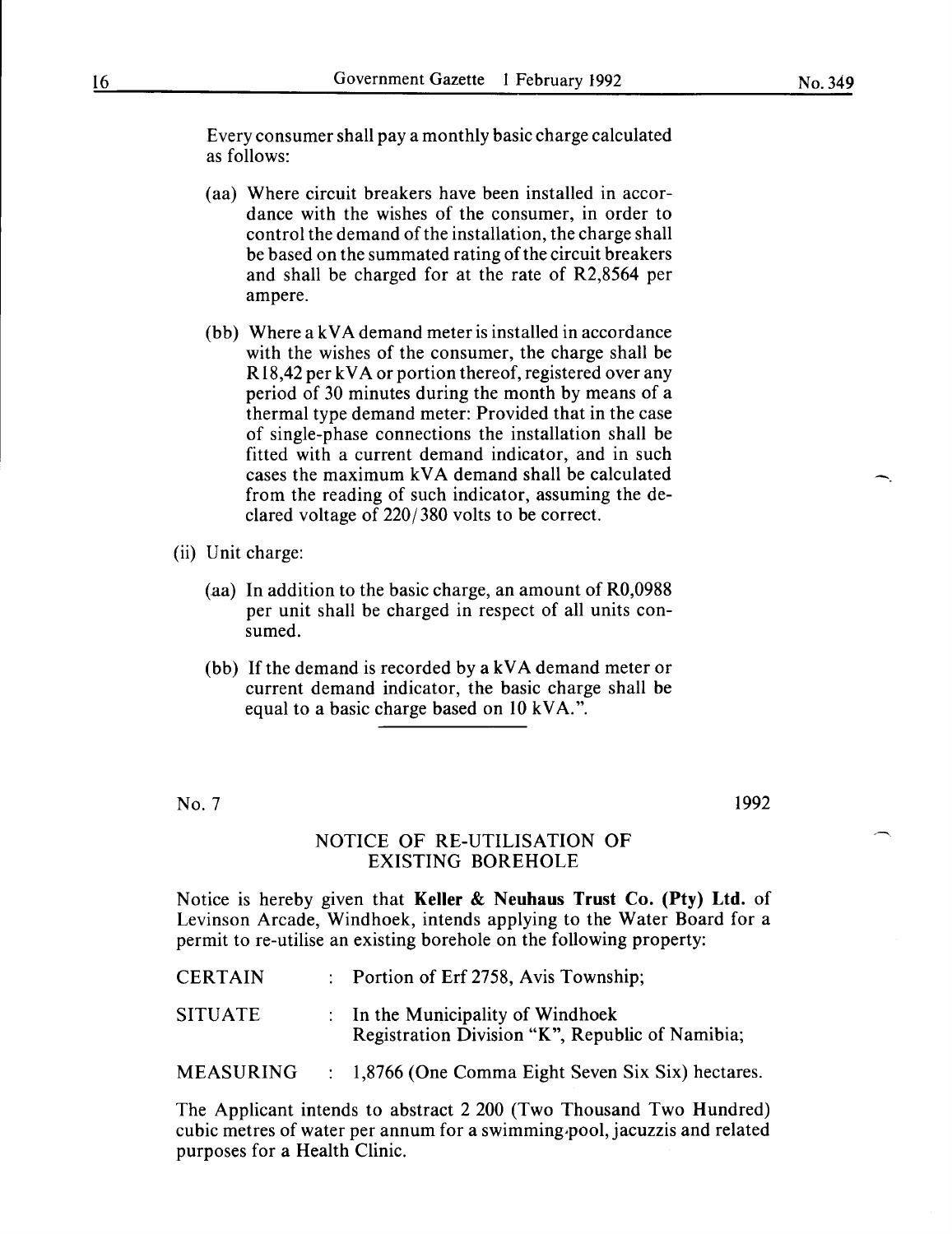Every consumer shall pay a monthly basic charge calculated as follows:

(aa) Where circuit breakers have been installed in accordance with the wishes of the consumer, in order to control the demand of the installation, the charge shall be based on the summated rating of the circuit breakers and shall be charged for at the rate of R2,8564 per ampere.

(bb) Where a kVA demand meter is installed in accordance with the wishes of the consumer, the charge shall be R18,42 per kVA or portion thereof, registered over any period of 30 minutes during the month by means of a thermal type demand meter: Provided that in the case of single-phase connections the installation shall be fitted with a current demand indicator, and in such cases the maximum kVA demand shall be calculated from the reading of such indicator, assuming the declared voltage of 220/380 volts to be correct.

(ii) Unit charge:

(aa) In addition to the basic charge, an amount of R0,0988 per unit shall be charged in respect of all units consumed.

(bb) If the demand is recorded by a kVA demand meter or current demand indicator, the basic charge shall be equal to a basic charge based on 10 kVA.".

---

No. 7 1992

## NOTICE OF RE-UTILISATION OF EXISTING BOREHOLE

Notice is hereby given that **Keller & Neuhaus Trust Co. (Pty) Ltd.** of Levinson Arcade, Windhoek, intends applying to the Water Board for a permit to re-utilise an existing borehole on the following property:

| | | |
|---|---|---|
| CERTAIN | : | Portion of Erf 2758, Avis Township; |
| SITUATE | : | In the Municipality of Windhoek Registration Division "K", Republic of Namibia; |
| MEASURING | : | 1,8766 (One Comma Eight Seven Six Six) hectares. |

The Applicant intends to abstract 2 200 (Two Thousand Two Hundred) cubic metres of water per annum for a swimming pool, jacuzzis and related purposes for a Health Clinic.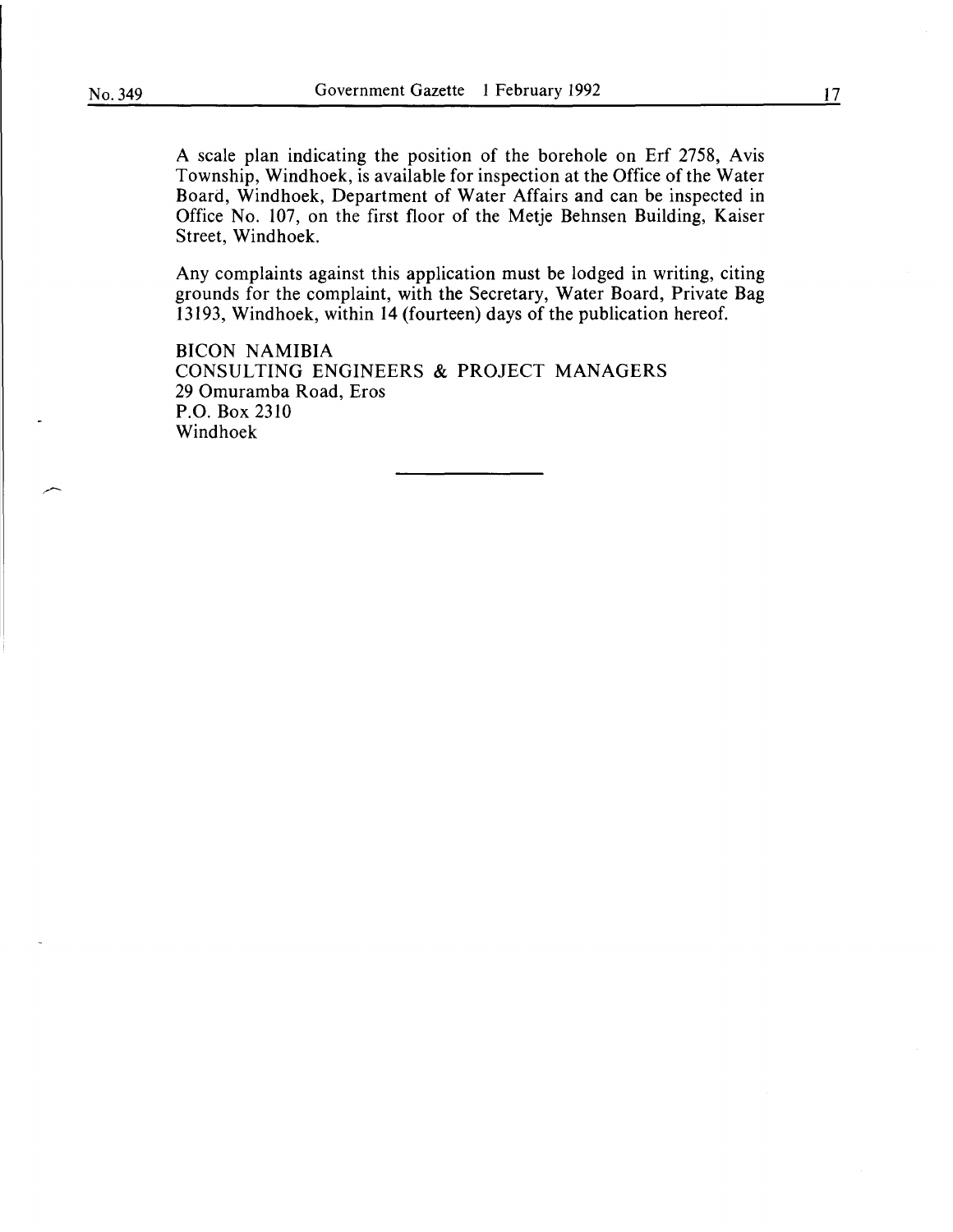A scale plan indicating the position of the borehole on Erf 2758, Avis Township, Windhoek, is available for inspection at the Office of the Water Board, Windhoek, Department of Water Affairs and can be inspected in Office No. 107, on the first floor of the Metje Behnsen Building, Kaiser Street, Windhoek.

Any complaints against this application must be lodged in writing, citing grounds for the complaint, with the Secretary, Water Board, Private Bag 13193, Windhoek, within 14 (fourteen) days of the publication hereof.

BICON NAMIBIA
CONSULTING ENGINEERS & PROJECT MANAGERS
29 Omuramba Road, Eros
P.O. Box 2310
Windhoek

---